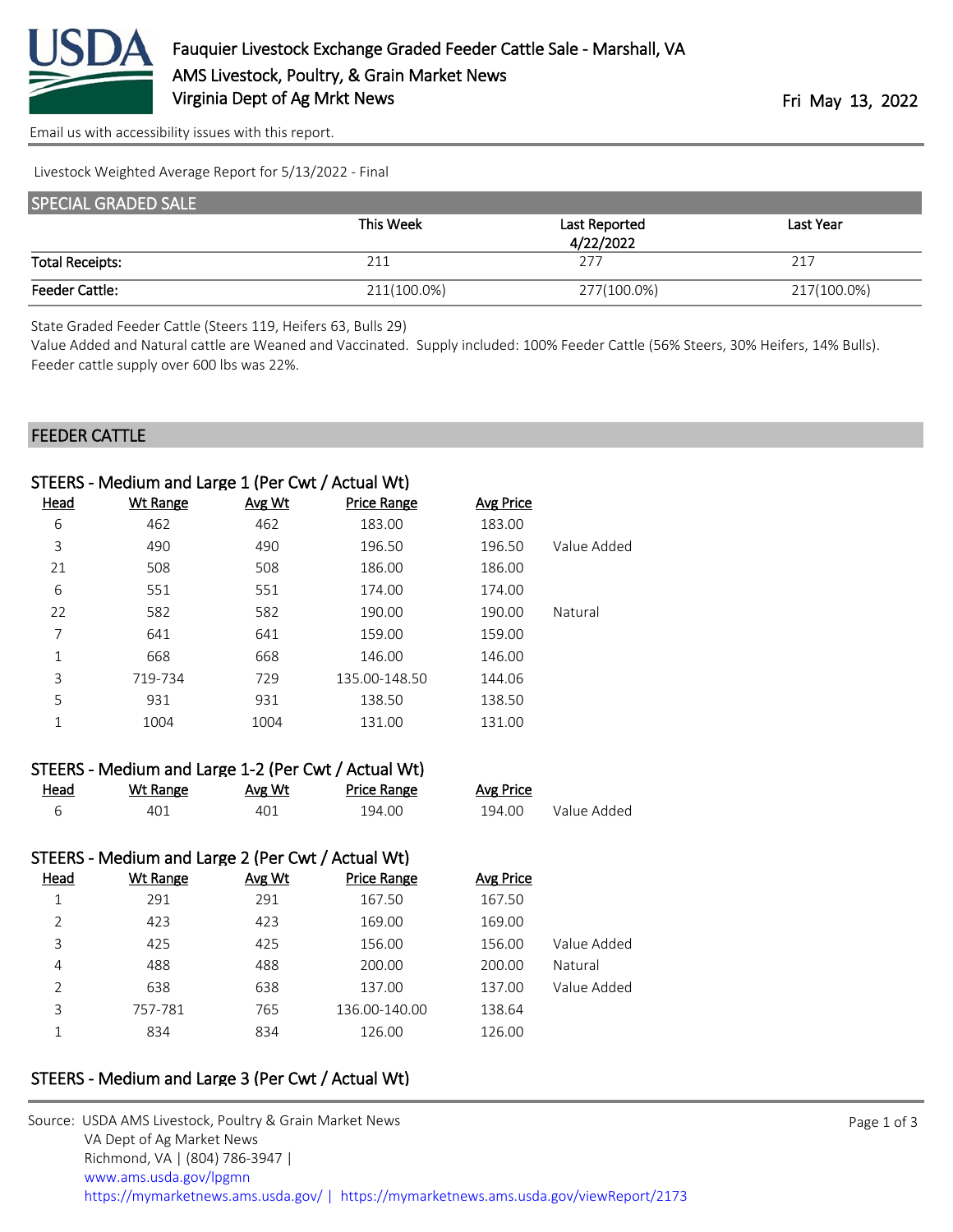# Fauquier Livestock Exchange Graded Feeder Cattle Sale - Marshall, VA

AMS Livestock, Poultry, & Grain Market News

Virginia Dept of Ag Mrkt News

Fri May 13, 2022

Email us with accessibility issues with this report.

Livestock Weighted Average Report for 5/13/2022 - Final

## SPECIAL GRADED SALE

| | This Week | Last Reported 4/22/2022 | Last Year |
|---|---|---|---|
| Total Receipts: | 211 | 277 | 217 |
| Feeder Cattle: | 211(100.0%) | 277(100.0%) | 217(100.0%) |

State Graded Feeder Cattle (Steers 119, Heifers 63, Bulls 29)

Value Added and Natural cattle are Weaned and Vaccinated. Supply included: 100% Feeder Cattle (56% Steers, 30% Heifers, 14% Bulls). Feeder cattle supply over 600 lbs was 22%.

## FEEDER CATTLE

### STEERS - Medium and Large 1 (Per Cwt / Actual Wt)

| Head | Wt Range | Avg Wt | Price Range | Avg Price | |
|---|---|---|---|---|---|
| 6 | 462 | 462 | 183.00 | 183.00 | |
| 3 | 490 | 490 | 196.50 | 196.50 | Value Added |
| 21 | 508 | 508 | 186.00 | 186.00 | |
| 6 | 551 | 551 | 174.00 | 174.00 | |
| 22 | 582 | 582 | 190.00 | 190.00 | Natural |
| 7 | 641 | 641 | 159.00 | 159.00 | |
| 1 | 668 | 668 | 146.00 | 146.00 | |
| 3 | 719-734 | 729 | 135.00-148.50 | 144.06 | |
| 5 | 931 | 931 | 138.50 | 138.50 | |
| 1 | 1004 | 1004 | 131.00 | 131.00 | |

### STEERS - Medium and Large 1-2 (Per Cwt / Actual Wt)

| Head | Wt Range | Avg Wt | Price Range | Avg Price | |
|---|---|---|---|---|---|
| 6 | 401 | 401 | 194.00 | 194.00 | Value Added |

### STEERS - Medium and Large 2 (Per Cwt / Actual Wt)

| Head | Wt Range | Avg Wt | Price Range | Avg Price | |
|---|---|---|---|---|---|
| 1 | 291 | 291 | 167.50 | 167.50 | |
| 2 | 423 | 423 | 169.00 | 169.00 | |
| 3 | 425 | 425 | 156.00 | 156.00 | Value Added |
| 4 | 488 | 488 | 200.00 | 200.00 | Natural |
| 2 | 638 | 638 | 137.00 | 137.00 | Value Added |
| 3 | 757-781 | 765 | 136.00-140.00 | 138.64 | |
| 1 | 834 | 834 | 126.00 | 126.00 | |

### STEERS - Medium and Large 3 (Per Cwt / Actual Wt)

Source: USDA AMS Livestock, Poultry & Grain Market News
VA Dept of Ag Market News
Richmond, VA | (804) 786-3947 |
www.ams.usda.gov/lpgmn
https://mymarketnews.ams.usda.gov/ | https://mymarketnews.ams.usda.gov/viewReport/2173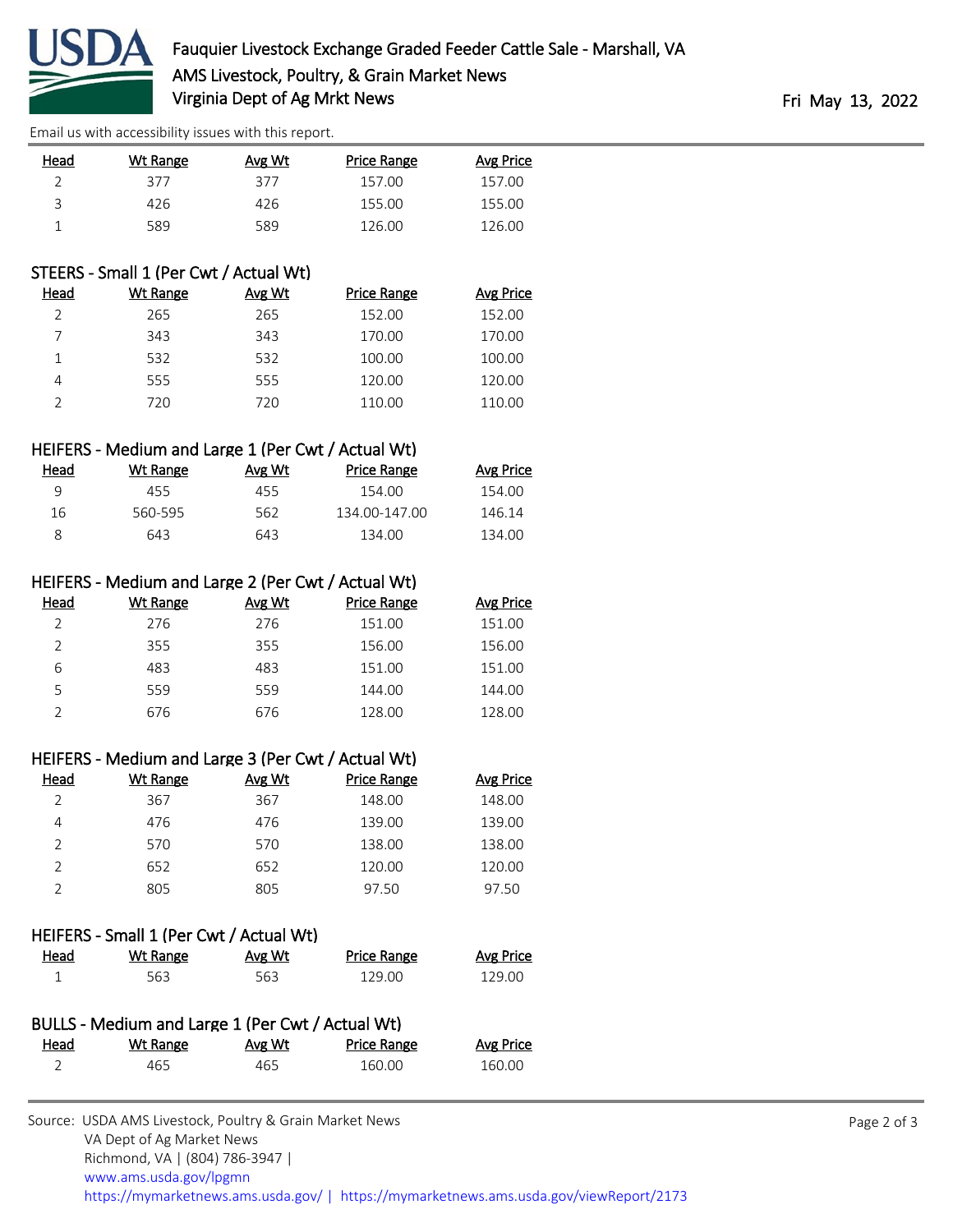Email us with accessibility issues with this report.

| Head | Wt Range | Avg Wt | Price Range | Avg Price |
|---|---|---|---|---|
| 2 | 377 | 377 | 157.00 | 157.00 |
| 3 | 426 | 426 | 155.00 | 155.00 |
| 1 | 589 | 589 | 126.00 | 126.00 |

## STEERS - Small 1 (Per Cwt / Actual Wt)

| Head | Wt Range | Avg Wt | Price Range | Avg Price |
|---|---|---|---|---|
| 2 | 265 | 265 | 152.00 | 152.00 |
| 7 | 343 | 343 | 170.00 | 170.00 |
| 1 | 532 | 532 | 100.00 | 100.00 |
| 4 | 555 | 555 | 120.00 | 120.00 |
| 2 | 720 | 720 | 110.00 | 110.00 |

## HEIFERS - Medium and Large 1 (Per Cwt / Actual Wt)

| Head | Wt Range | Avg Wt | Price Range | Avg Price |
|---|---|---|---|---|
| 9 | 455 | 455 | 154.00 | 154.00 |
| 16 | 560-595 | 562 | 134.00-147.00 | 146.14 |
| 8 | 643 | 643 | 134.00 | 134.00 |

## HEIFERS - Medium and Large 2 (Per Cwt / Actual Wt)

| Head | Wt Range | Avg Wt | Price Range | Avg Price |
|---|---|---|---|---|
| 2 | 276 | 276 | 151.00 | 151.00 |
| 2 | 355 | 355 | 156.00 | 156.00 |
| 6 | 483 | 483 | 151.00 | 151.00 |
| 5 | 559 | 559 | 144.00 | 144.00 |
| 2 | 676 | 676 | 128.00 | 128.00 |

## HEIFERS - Medium and Large 3 (Per Cwt / Actual Wt)

| Head | Wt Range | Avg Wt | Price Range | Avg Price |
|---|---|---|---|---|
| 2 | 367 | 367 | 148.00 | 148.00 |
| 4 | 476 | 476 | 139.00 | 139.00 |
| 2 | 570 | 570 | 138.00 | 138.00 |
| 2 | 652 | 652 | 120.00 | 120.00 |
| 2 | 805 | 805 | 97.50 | 97.50 |

## HEIFERS - Small 1 (Per Cwt / Actual Wt)

| Head | Wt Range | Avg Wt | Price Range | Avg Price |
|---|---|---|---|---|
| 1 | 563 | 563 | 129.00 | 129.00 |

## BULLS - Medium and Large 1 (Per Cwt / Actual Wt)

| Head | Wt Range | Avg Wt | Price Range | Avg Price |
|---|---|---|---|---|
| 2 | 465 | 465 | 160.00 | 160.00 |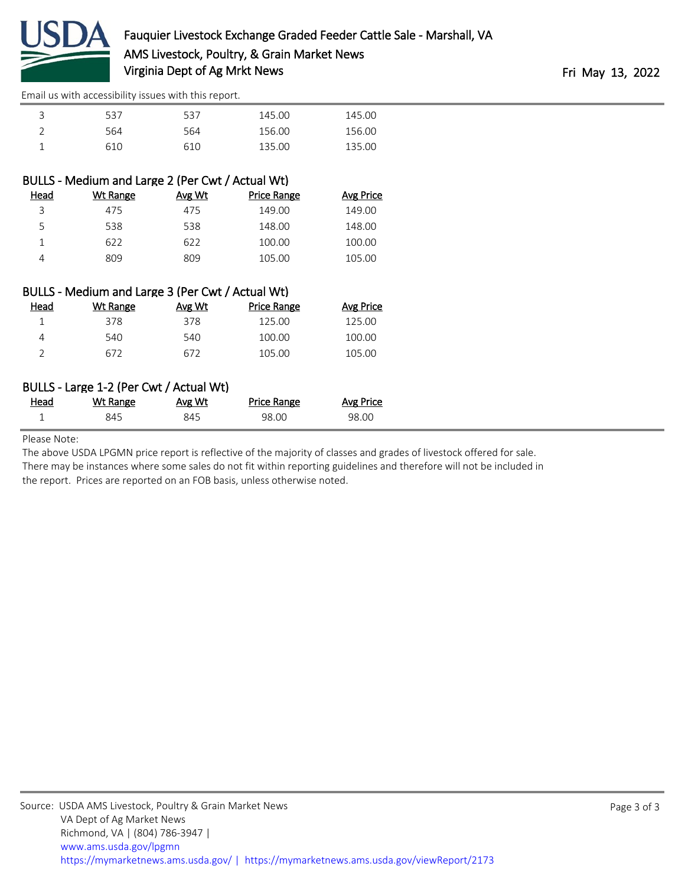| | | | | |
|---|---|---|---|---|
| 3 | 537 | 537 | 145.00 | 145.00 |
| 2 | 564 | 564 | 156.00 | 156.00 |
| 1 | 610 | 610 | 135.00 | 135.00 |

### BULLS - Medium and Large 2 (Per Cwt / Actual Wt)

| Head | Wt Range | Avg Wt | Price Range | Avg Price |
|---|---|---|---|---|
| 3 | 475 | 475 | 149.00 | 149.00 |
| 5 | 538 | 538 | 148.00 | 148.00 |
| 1 | 622 | 622 | 100.00 | 100.00 |
| 4 | 809 | 809 | 105.00 | 105.00 |

### BULLS - Medium and Large 3 (Per Cwt / Actual Wt)

| Head | Wt Range | Avg Wt | Price Range | Avg Price |
|---|---|---|---|---|
| 1 | 378 | 378 | 125.00 | 125.00 |
| 4 | 540 | 540 | 100.00 | 100.00 |
| 2 | 672 | 672 | 105.00 | 105.00 |

### BULLS - Large 1-2 (Per Cwt / Actual Wt)

| Head | Wt Range | Avg Wt | Price Range | Avg Price |
|---|---|---|---|---|
| 1 | 845 | 845 | 98.00 | 98.00 |

Please Note:
The above USDA LPGMN price report is reflective of the majority of classes and grades of livestock offered for sale. There may be instances where some sales do not fit within reporting guidelines and therefore will not be included in the report. Prices are reported on an FOB basis, unless otherwise noted.

Source: USDA AMS Livestock, Poultry & Grain Market News
VA Dept of Ag Market News
Richmond, VA | (804) 786-3947 |
www.ams.usda.gov/lpgmn
https://mymarketnews.ams.usda.gov/ | https://mymarketnews.ams.usda.gov/viewReport/2173